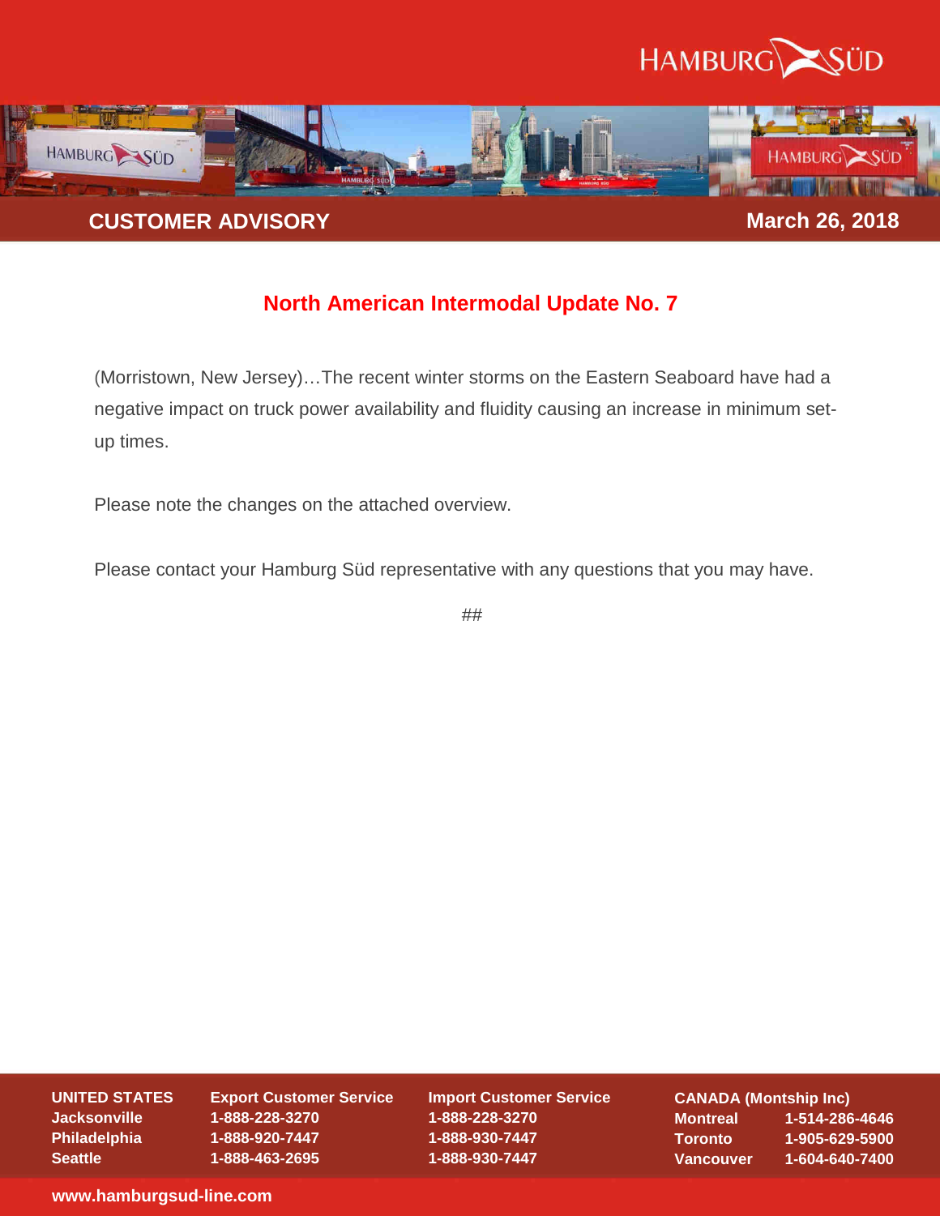**CUSTOMER ADVISORY** **March 26, 2018**

## North American Intermodal Update No. 7

(Morristown, New Jersey)…The recent winter storms on the Eastern Seaboard have had a negative impact on truck power availability and fluidity causing an increase in minimum set-up times.

Please note the changes on the attached overview.

Please contact your Hamburg Süd representative with any questions that you may have.

##

| UNITED STATES | Export Customer Service | Import Customer Service |
|---|---|---|
| Jacksonville | 1-888-228-3270 | 1-888-228-3270 |
| Philadelphia | 1-888-920-7447 | 1-888-930-7447 |
| Seattle | 1-888-463-2695 | 1-888-930-7447 |

| CANADA (Montship Inc) | |
|---|---|
| Montreal | 1-514-286-4646 |
| Toronto | 1-905-629-5900 |
| Vancouver | 1-604-640-7400 |

www.hamburgsud-line.com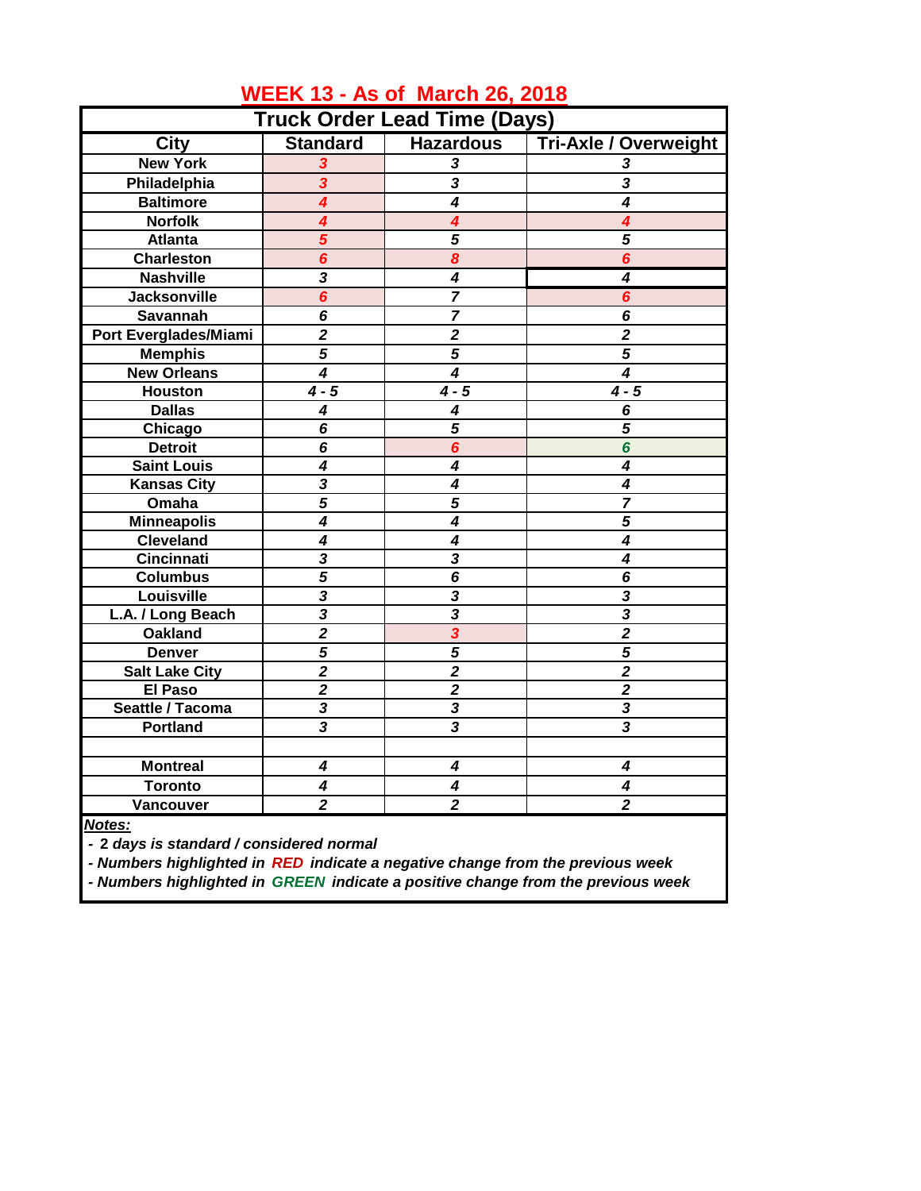# WEEK 13 - As of March 26, 2018

| Truck Order Lead Time (Days) | | | |
|---|---|---|---|
| **City** | **Standard** | **Hazardous** | **Tri-Axle / Overweight** |
| New York | *3* | *3* | *3* |
| Philadelphia | *3* | *3* | *3* |
| Baltimore | *4* | *4* | *4* |
| Norfolk | *4* | *4* | *4* |
| Atlanta | *5* | *5* | *5* |
| Charleston | *6* | *8* | *6* |
| Nashville | *3* | *4* | *4* |
| Jacksonville | *6* | *7* | *6* |
| Savannah | *6* | *7* | *6* |
| Port Everglades/Miami | *2* | *2* | *2* |
| Memphis | *5* | *5* | *5* |
| New Orleans | *4* | *4* | *4* |
| Houston | *4 - 5* | *4 - 5* | *4 - 5* |
| Dallas | *4* | *4* | *6* |
| Chicago | *6* | *5* | *5* |
| Detroit | *6* | *6* | *6* |
| Saint Louis | *4* | *4* | *4* |
| Kansas City | *3* | *4* | *4* |
| Omaha | *5* | *5* | *7* |
| Minneapolis | *4* | *4* | *5* |
| Cleveland | *4* | *4* | *4* |
| Cincinnati | *3* | *3* | *4* |
| Columbus | *5* | *6* | *6* |
| Louisville | *3* | *3* | *3* |
| L.A. / Long Beach | *3* | *3* | *3* |
| Oakland | *2* | *3* | *2* |
| Denver | *5* | *5* | *5* |
| Salt Lake City | *2* | *2* | *2* |
| El Paso | *2* | *2* | *2* |
| Seattle / Tacoma | *3* | *3* | *3* |
| Portland | *3* | *3* | *3* |
| | | | |
| Montreal | *4* | *4* | *4* |
| Toronto | *4* | *4* | *4* |
| Vancouver | *2* | *2* | *2* |

***Notes:***

- *2 days is standard / considered normal*
- *Numbers highlighted in RED indicate a negative change from the previous week*
- *Numbers highlighted in GREEN indicate a positive change from the previous week*